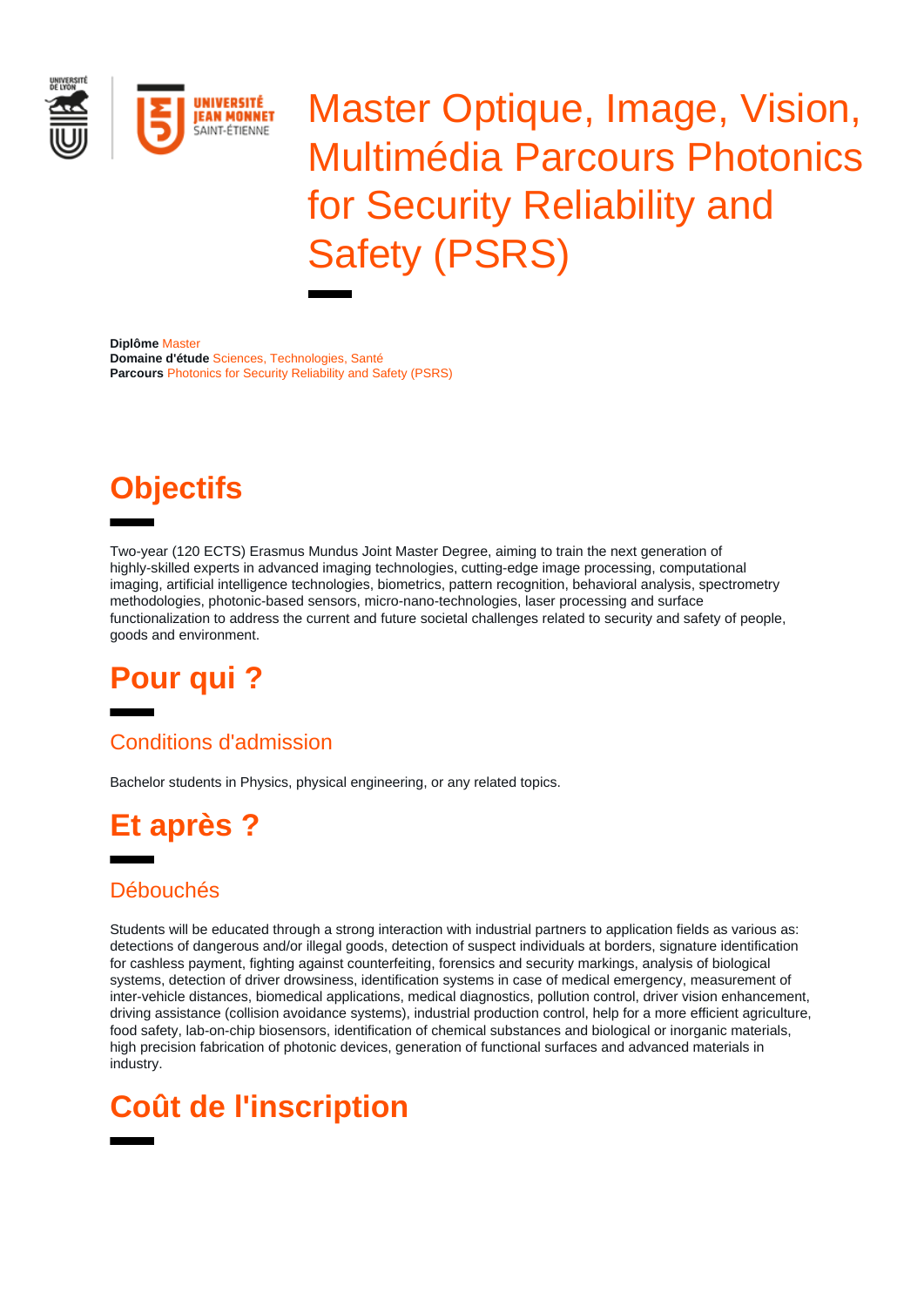# Master Optique, Image, Vision, Multimédia Parcours Photonics for Security Reliability and Safety (PSRS)

**Diplôme** Master
**Domaine d'étude** Sciences, Technologies, Santé
**Parcours** Photonics for Security Reliability and Safety (PSRS)

## Objectifs

Two-year (120 ECTS) Erasmus Mundus Joint Master Degree, aiming to train the next generation of highly-skilled experts in advanced imaging technologies, cutting-edge image processing, computational imaging, artificial intelligence technologies, biometrics, pattern recognition, behavioral analysis, spectrometry methodologies, photonic-based sensors, micro-nano-technologies, laser processing and surface functionalization to address the current and future societal challenges related to security and safety of people, goods and environment.

## Pour qui ?

### Conditions d'admission

Bachelor students in Physics, physical engineering, or any related topics.

## Et après ?

### Débouchés

Students will be educated through a strong interaction with industrial partners to application fields as various as: detections of dangerous and/or illegal goods, detection of suspect individuals at borders, signature identification for cashless payment, fighting against counterfeiting, forensics and security markings, analysis of biological systems, detection of driver drowsiness, identification systems in case of medical emergency, measurement of inter-vehicle distances, biomedical applications, medical diagnostics, pollution control, driver vision enhancement, driving assistance (collision avoidance systems), industrial production control, help for a more efficient agriculture, food safety, lab-on-chip biosensors, identification of chemical substances and biological or inorganic materials, high precision fabrication of photonic devices, generation of functional surfaces and advanced materials in industry.

## Coût de l'inscription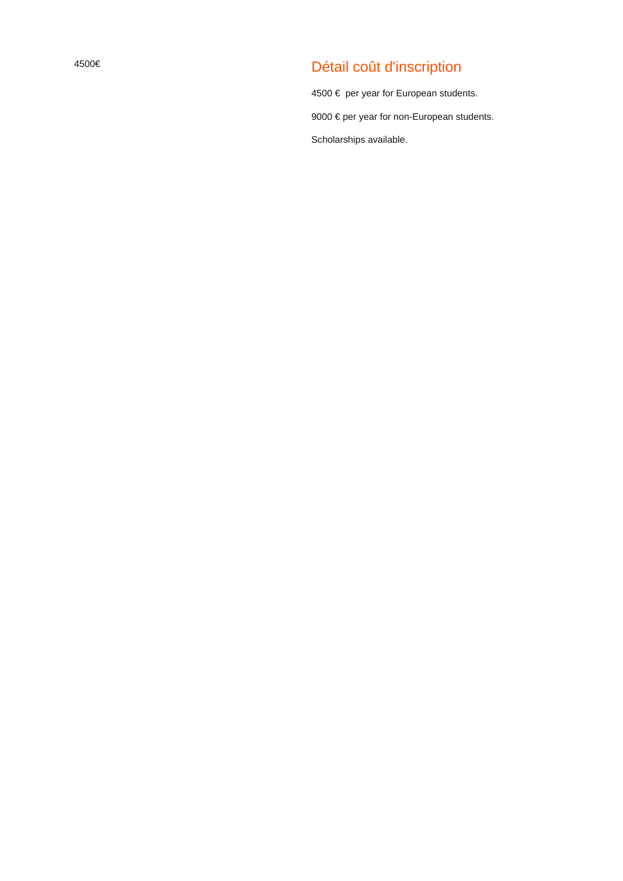4500€

## Détail coût d'inscription

4500 €  per year for European students.

9000 € per year for non-European students.

Scholarships available.